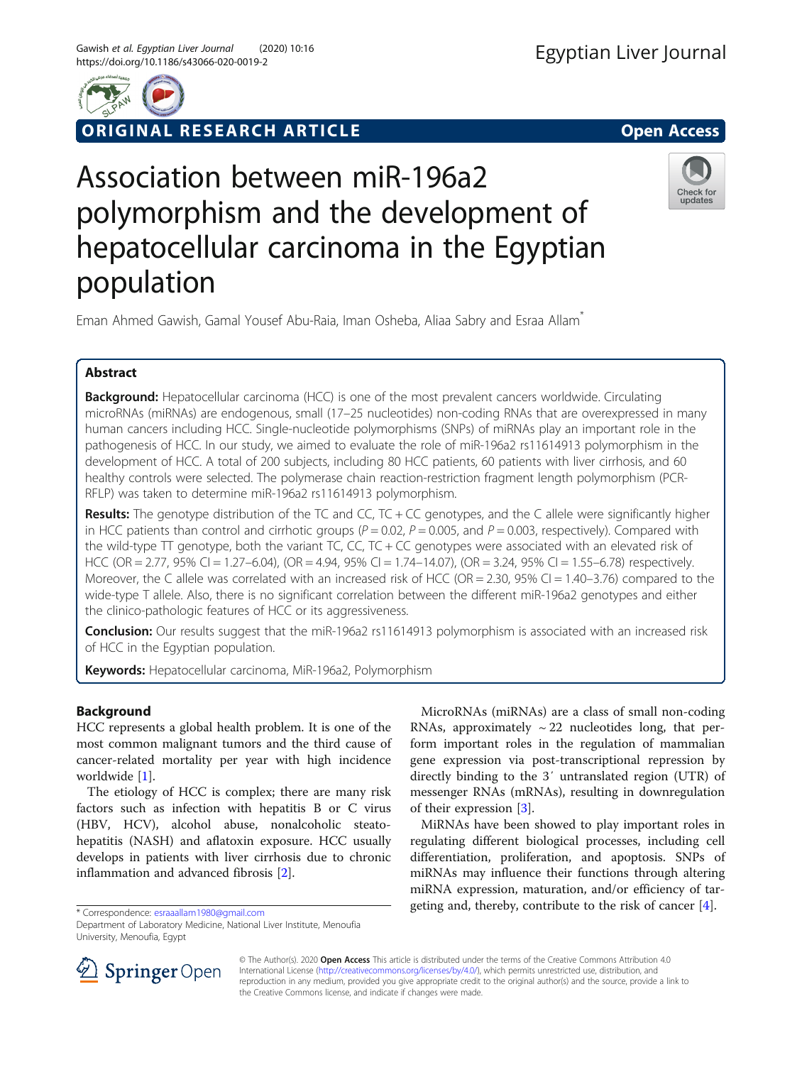ORIGINAL RESEARCH ARTICLE

Open Access

# Association between miR-196a2 polymorphism and the development of hepatocellular carcinoma in the Egyptian population

Eman Ahmed Gawish, Gamal Yousef Abu-Raia, Iman Osheba, Aliaa Sabry and Esraa Allam*

## Abstract

**Background:** Hepatocellular carcinoma (HCC) is one of the most prevalent cancers worldwide. Circulating microRNAs (miRNAs) are endogenous, small (17–25 nucleotides) non-coding RNAs that are overexpressed in many human cancers including HCC. Single-nucleotide polymorphisms (SNPs) of miRNAs play an important role in the pathogenesis of HCC. In our study, we aimed to evaluate the role of miR-196a2 rs11614913 polymorphism in the development of HCC. A total of 200 subjects, including 80 HCC patients, 60 patients with liver cirrhosis, and 60 healthy controls were selected. The polymerase chain reaction-restriction fragment length polymorphism (PCR-RFLP) was taken to determine miR-196a2 rs11614913 polymorphism.

**Results:** The genotype distribution of the TC and CC, TC + CC genotypes, and the C allele were significantly higher in HCC patients than control and cirrhotic groups ($P = 0.02$, $P = 0.005$, and $P = 0.003$, respectively). Compared with the wild-type TT genotype, both the variant TC, CC, TC + CC genotypes were associated with an elevated risk of HCC (OR = 2.77, 95% CI = 1.27–6.04), (OR = 4.94, 95% CI = 1.74–14.07), (OR = 3.24, 95% CI = 1.55–6.78) respectively. Moreover, the C allele was correlated with an increased risk of HCC (OR = 2.30, 95% CI = 1.40–3.76) compared to the wide-type T allele. Also, there is no significant correlation between the different miR-196a2 genotypes and either the clinico-pathologic features of HCC or its aggressiveness.

**Conclusion:** Our results suggest that the miR-196a2 rs11614913 polymorphism is associated with an increased risk of HCC in the Egyptian population.

**Keywords:** Hepatocellular carcinoma, MiR-196a2, Polymorphism

## Background

HCC represents a global health problem. It is one of the most common malignant tumors and the third cause of cancer-related mortality per year with high incidence worldwide [1].

The etiology of HCC is complex; there are many risk factors such as infection with hepatitis B or C virus (HBV, HCV), alcohol abuse, nonalcoholic steatohepatitis (NASH) and aflatoxin exposure. HCC usually develops in patients with liver cirrhosis due to chronic inflammation and advanced fibrosis [2].

MicroRNAs (miRNAs) are a class of small non-coding RNAs, approximately ~ 22 nucleotides long, that perform important roles in the regulation of mammalian gene expression via post-transcriptional repression by directly binding to the 3′ untranslated region (UTR) of messenger RNAs (mRNAs), resulting in downregulation of their expression [3].

MiRNAs have been showed to play important roles in regulating different biological processes, including cell differentiation, proliferation, and apoptosis. SNPs of miRNAs may influence their functions through altering miRNA expression, maturation, and/or efficiency of targeting and, thereby, contribute to the risk of cancer [4].

* Correspondence: esraaallam1980@gmail.com
Department of Laboratory Medicine, National Liver Institute, Menoufia University, Menoufia, Egypt

© The Author(s). 2020 **Open Access** This article is distributed under the terms of the Creative Commons Attribution 4.0 International License (http://creativecommons.org/licenses/by/4.0/), which permits unrestricted use, distribution, and reproduction in any medium, provided you give appropriate credit to the original author(s) and the source, provide a link to the Creative Commons license, and indicate if changes were made.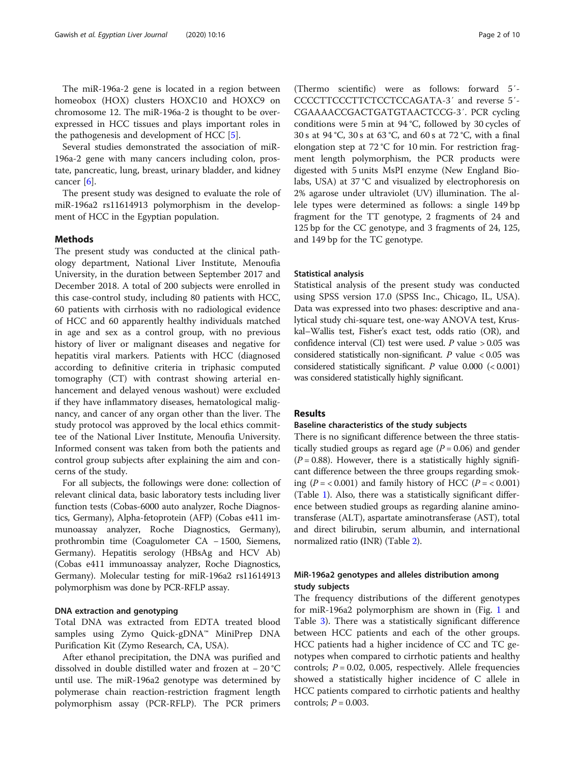The miR-196a-2 gene is located in a region between homeobox (HOX) clusters HOXC10 and HOXC9 on chromosome 12. The miR-196a-2 is thought to be overexpressed in HCC tissues and plays important roles in the pathogenesis and development of HCC [5].

Several studies demonstrated the association of miR-196a-2 gene with many cancers including colon, prostate, pancreatic, lung, breast, urinary bladder, and kidney cancer [6].

The present study was designed to evaluate the role of miR-196a2 rs11614913 polymorphism in the development of HCC in the Egyptian population.

## Methods

The present study was conducted at the clinical pathology department, National Liver Institute, Menoufia University, in the duration between September 2017 and December 2018. A total of 200 subjects were enrolled in this case-control study, including 80 patients with HCC, 60 patients with cirrhosis with no radiological evidence of HCC and 60 apparently healthy individuals matched in age and sex as a control group, with no previous history of liver or malignant diseases and negative for hepatitis viral markers. Patients with HCC (diagnosed according to definitive criteria in triphasic computed tomography (CT) with contrast showing arterial enhancement and delayed venous washout) were excluded if they have inflammatory diseases, hematological malignancy, and cancer of any organ other than the liver. The study protocol was approved by the local ethics committee of the National Liver Institute, Menoufia University. Informed consent was taken from both the patients and control group subjects after explaining the aim and concerns of the study.

For all subjects, the followings were done: collection of relevant clinical data, basic laboratory tests including liver function tests (Cobas-6000 auto analyzer, Roche Diagnostics, Germany), Alpha-fetoprotein (AFP) (Cobas e411 immunoassay analyzer, Roche Diagnostics, Germany), prothrombin time (Coagulometer CA − 1500, Siemens, Germany). Hepatitis serology (HBsAg and HCV Ab) (Cobas e411 immunoassay analyzer, Roche Diagnostics, Germany). Molecular testing for miR-196a2 rs11614913 polymorphism was done by PCR-RFLP assay.

### DNA extraction and genotyping

Total DNA was extracted from EDTA treated blood samples using Zymo Quick-gDNA™ MiniPrep DNA Purification Kit (Zymo Research, CA, USA).

After ethanol precipitation, the DNA was purified and dissolved in double distilled water and frozen at − 20 °C until use. The miR-196a2 genotype was determined by polymerase chain reaction-restriction fragment length polymorphism assay (PCR-RFLP). The PCR primers (Thermo scientific) were as follows: forward 5′-CCCCTTCCCTTCTCCTCCAGATA-3′ and reverse 5′-CGAAAACCGACTGATGTAACTCCG-3′. PCR cycling conditions were 5 min at 94 °C, followed by 30 cycles of 30 s at 94 °C, 30 s at 63 °C, and 60 s at 72 °C, with a final elongation step at 72 °C for 10 min. For restriction fragment length polymorphism, the PCR products were digested with 5 units MsPI enzyme (New England Biolabs, USA) at 37 °C and visualized by electrophoresis on 2% agarose under ultraviolet (UV) illumination. The allele types were determined as follows: a single 149 bp fragment for the TT genotype, 2 fragments of 24 and 125 bp for the CC genotype, and 3 fragments of 24, 125, and 149 bp for the TC genotype.

### Statistical analysis

Statistical analysis of the present study was conducted using SPSS version 17.0 (SPSS Inc., Chicago, IL, USA). Data was expressed into two phases: descriptive and analytical study chi-square test, one-way ANOVA test, Kruskal–Wallis test, Fisher's exact test, odds ratio (OR), and confidence interval (CI) test were used. *P* value > 0.05 was considered statistically non-significant. *P* value < 0.05 was considered statistically significant. *P* value 0.000 (< 0.001) was considered statistically highly significant.

## Results

### Baseline characteristics of the study subjects

There is no significant difference between the three statistically studied groups as regard age ($P = 0.06$) and gender ($P = 0.88$). However, there is a statistically highly significant difference between the three groups regarding smoking ($P = < 0.001$) and family history of HCC ($P = < 0.001$) (Table 1). Also, there was a statistically significant difference between studied groups as regarding alanine aminotransferase (ALT), aspartate aminotransferase (AST), total and direct bilirubin, serum albumin, and international normalized ratio **(**INR) (Table 2).

### MiR-196a2 genotypes and alleles distribution among study subjects

The frequency distributions of the different genotypes for miR-196a2 polymorphism are shown in (Fig. 1 and Table 3). There was a statistically significant difference between HCC patients and each of the other groups. HCC patients had a higher incidence of CC and TC genotypes when compared to cirrhotic patients and healthy controls; $P = 0.02$, 0.005, respectively. Allele frequencies showed a statistically higher incidence of C allele in HCC patients compared to cirrhotic patients and healthy controls; $P = 0.003$.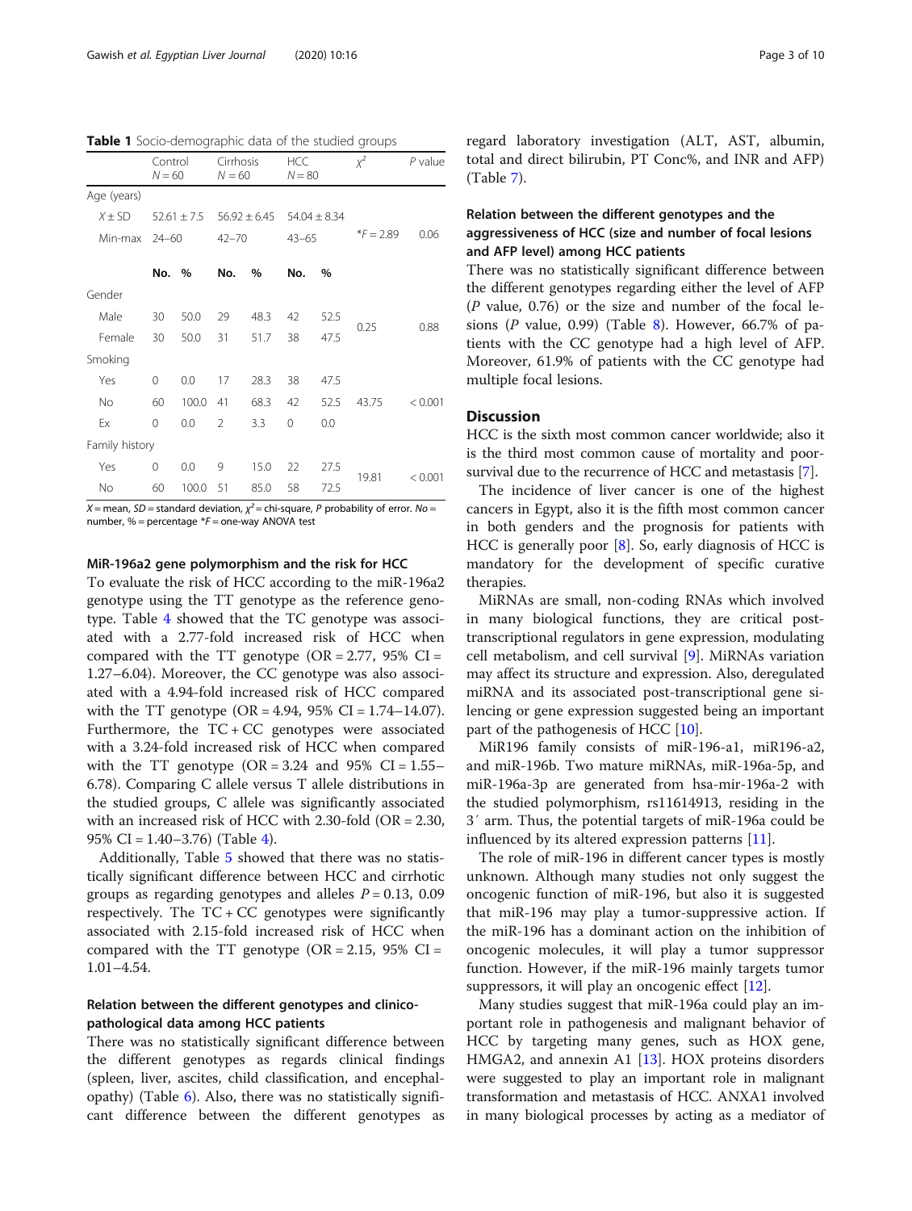**Table 1** Socio-demographic data of the studied groups

| | Control $N = 60$ | | Cirrhosis $N = 60$ | | HCC $N = 80$ | | $\chi^2$ | *P* value |
|---|---|---|---|---|---|---|---|---|
| Age (years) | | | | | | | | |
| $X \pm SD$ | 52.61 ± 7.5 | | 56.92 ± 6.45 | | 54.04 ± 8.34 | | *F = 2.89 | 0.06 |
| Min-max | 24–60 | | 42–70 | | 43–65 | | | |
| | **No.** | **%** | **No.** | **%** | **No.** | **%** | | |
| Gender | | | | | | | | |
| Male | 30 | 50.0 | 29 | 48.3 | 42 | 52.5 | 0.25 | 0.88 |
| Female | 30 | 50.0 | 31 | 51.7 | 38 | 47.5 | | |
| Smoking | | | | | | | | |
| Yes | 0 | 0.0 | 17 | 28.3 | 38 | 47.5 | 43.75 | < 0.001 |
| No | 60 | 100.0 | 41 | 68.3 | 42 | 52.5 | | |
| Ex | 0 | 0.0 | 2 | 3.3 | 0 | 0.0 | | |
| Family history | | | | | | | | |
| Yes | 0 | 0.0 | 9 | 15.0 | 22 | 27.5 | 19.81 | < 0.001 |
| No | 60 | 100.0 | 51 | 85.0 | 58 | 72.5 | | |

$X$ = mean, *SD* = standard deviation, $\chi^2$ = chi-square, *P* probability of error. *No* = number, % = percentage *F = one-way ANOVA test

#### MiR-196a2 gene polymorphism and the risk for HCC

To evaluate the risk of HCC according to the miR-196a2 genotype using the TT genotype as the reference genotype. Table 4 showed that the TC genotype was associated with a 2.77-fold increased risk of HCC when compared with the TT genotype (OR = 2.77, 95% CI = 1.27–6.04). Moreover, the CC genotype was also associated with a 4.94-fold increased risk of HCC compared with the TT genotype (OR = 4.94, 95% CI = 1.74–14.07). Furthermore, the TC + CC genotypes were associated with a 3.24-fold increased risk of HCC when compared with the TT genotype (OR = 3.24 and 95% CI = 1.55–6.78). Comparing C allele versus T allele distributions in the studied groups, C allele was significantly associated with an increased risk of HCC with 2.30-fold (OR = 2.30, 95% CI = 1.40–3.76) (Table 4).

Additionally, Table 5 showed that there was no statistically significant difference between HCC and cirrhotic groups as regarding genotypes and alleles $P = 0.13$, 0.09 respectively. The TC + CC genotypes were significantly associated with 2.15-fold increased risk of HCC when compared with the TT genotype (OR = 2.15, 95% CI = 1.01–4.54.

#### Relation between the different genotypes and clinico-pathological data among HCC patients

There was no statistically significant difference between the different genotypes as regards clinical findings (spleen, liver, ascites, child classification, and encephalopathy) (Table 6). Also, there was no statistically significant difference between the different genotypes as regard laboratory investigation (ALT, AST, albumin, total and direct bilirubin, PT Conc%, and INR and AFP) (Table 7).

#### Relation between the different genotypes and the aggressiveness of HCC (size and number of focal lesions and AFP level) among HCC patients

There was no statistically significant difference between the different genotypes regarding either the level of AFP (*P* value, 0.76) or the size and number of the focal lesions (*P* value, 0.99) (Table 8). However, 66.7% of patients with the CC genotype had a high level of AFP. Moreover, 61.9% of patients with the CC genotype had multiple focal lesions.

## Discussion

HCC is the sixth most common cancer worldwide; also it is the third most common cause of mortality and poor-survival due to the recurrence of HCC and metastasis [7].

The incidence of liver cancer is one of the highest cancers in Egypt, also it is the fifth most common cancer in both genders and the prognosis for patients with HCC is generally poor [8]. So, early diagnosis of HCC is mandatory for the development of specific curative therapies.

MiRNAs are small, non-coding RNAs which involved in many biological functions, they are critical post-transcriptional regulators in gene expression, modulating cell metabolism, and cell survival [9]. MiRNAs variation may affect its structure and expression. Also, deregulated miRNA and its associated post-transcriptional gene silencing or gene expression suggested being an important part of the pathogenesis of HCC [10].

MiR196 family consists of miR-196-a1, miR196-a2, and miR-196b. Two mature miRNAs, miR-196a-5p, and miR-196a-3p are generated from hsa-mir-196a-2 with the studied polymorphism, rs11614913, residing in the 3′ arm. Thus, the potential targets of miR-196a could be influenced by its altered expression patterns [11].

The role of miR-196 in different cancer types is mostly unknown. Although many studies not only suggest the oncogenic function of miR-196, but also it is suggested that miR-196 may play a tumor-suppressive action. If the miR-196 has a dominant action on the inhibition of oncogenic molecules, it will play a tumor suppressor function. However, if the miR-196 mainly targets tumor suppressors, it will play an oncogenic effect [12].

Many studies suggest that miR-196a could play an important role in pathogenesis and malignant behavior of HCC by targeting many genes, such as HOX gene, HMGA2, and annexin A1 [13]. HOX proteins disorders were suggested to play an important role in malignant transformation and metastasis of HCC. ANXA1 involved in many biological processes by acting as a mediator of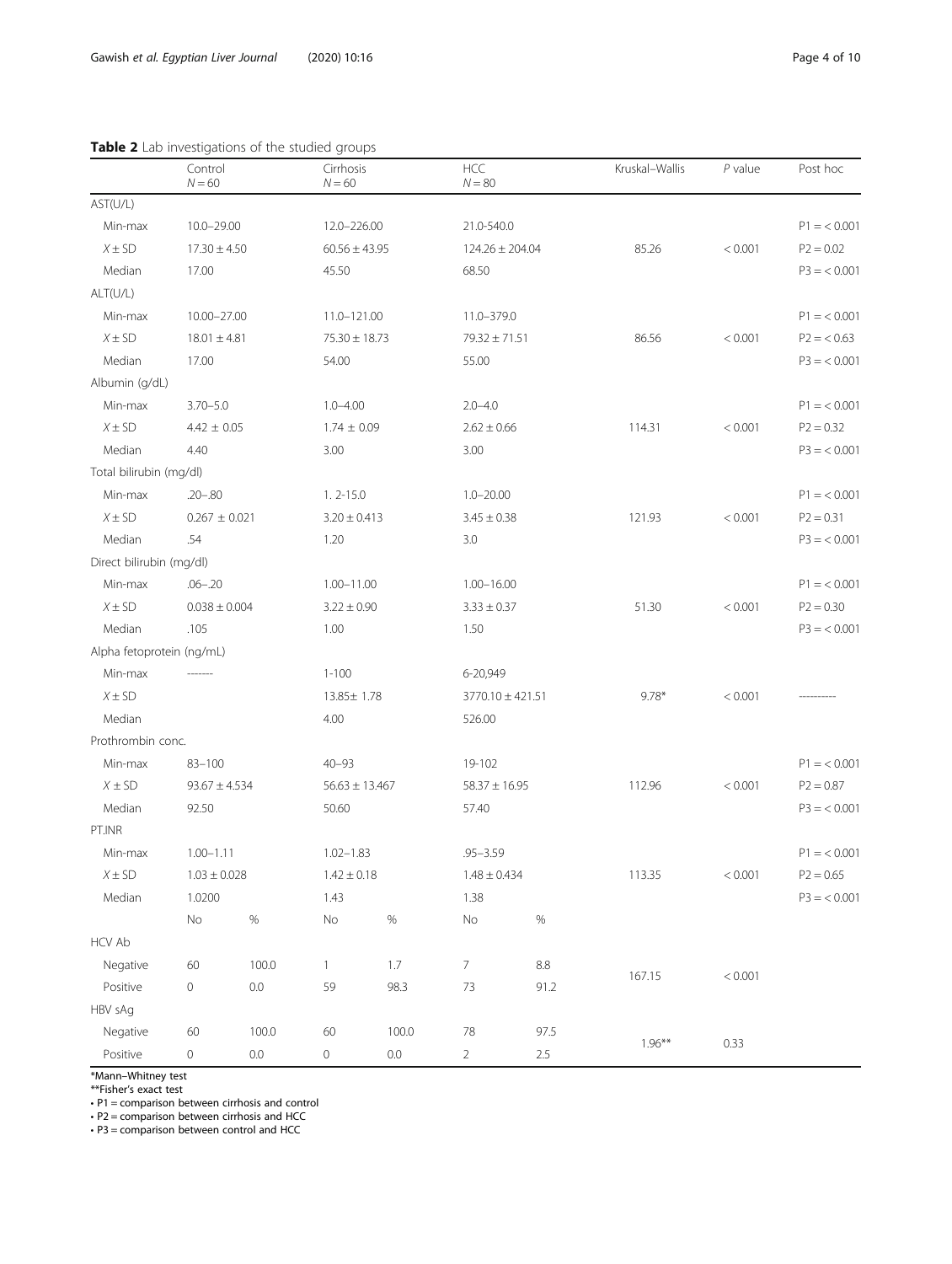**Table 2** Lab investigations of the studied groups

| | Control<br>$N = 60$ | | Cirrhosis<br>$N = 60$ | | HCC<br>$N = 80$ | | Kruskal–Wallis | *P* value | Post hoc |
|---|---|---|---|---|---|---|---|---|---|
| AST(U/L) | | | | | | | | | |
| Min-max | 10.0–29.00 | | 12.0–226.00 | | 21.0-540.0 | | | | P1 = < 0.001 |
| $X \pm$ SD | 17.30 ± 4.50 | | 60.56 ± 43.95 | | 124.26 ± 204.04 | | 85.26 | < 0.001 | P2 = 0.02 |
| Median | 17.00 | | 45.50 | | 68.50 | | | | P3 = < 0.001 |
| ALT(U/L) | | | | | | | | | |
| Min-max | 10.00–27.00 | | 11.0–121.00 | | 11.0–379.0 | | | | P1 = < 0.001 |
| $X \pm$ SD | 18.01 ± 4.81 | | 75.30 ± 18.73 | | 79.32 ± 71.51 | | 86.56 | < 0.001 | P2 = < 0.63 |
| Median | 17.00 | | 54.00 | | 55.00 | | | | P3 = < 0.001 |
| Albumin (g/dL) | | | | | | | | | |
| Min-max | 3.70–5.0 | | 1.0–4.00 | | 2.0–4.0 | | | | P1 = < 0.001 |
| $X \pm$ SD | 4.42 ± 0.05 | | 1.74 ± 0.09 | | 2.62 ± 0.66 | | 114.31 | < 0.001 | P2 = 0.32 |
| Median | 4.40 | | 3.00 | | 3.00 | | | | P3 = < 0.001 |
| Total bilirubin (mg/dl) | | | | | | | | | |
| Min-max | .20–.80 | | 1. 2-15.0 | | 1.0–20.00 | | | | P1 = < 0.001 |
| $X \pm$ SD | 0.267 ± 0.021 | | 3.20 ± 0.413 | | 3.45 ± 0.38 | | 121.93 | < 0.001 | P2 = 0.31 |
| Median | .54 | | 1.20 | | 3.0 | | | | P3 = < 0.001 |
| Direct bilirubin (mg/dl) | | | | | | | | | |
| Min-max | .06–.20 | | 1.00–11.00 | | 1.00–16.00 | | | | P1 = < 0.001 |
| $X \pm$ SD | 0.038 ± 0.004 | | 3.22 ± 0.90 | | 3.33 ± 0.37 | | 51.30 | < 0.001 | P2 = 0.30 |
| Median | .105 | | 1.00 | | 1.50 | | | | P3 = < 0.001 |
| Alpha fetoprotein (ng/mL) | | | | | | | | | |
| Min-max | ------- | | 1-100 | | 6-20,949 | | | | |
| $X \pm$ SD | | | 13.85± 1.78 | | 3770.10 ± 421.51 | | 9.78* | < 0.001 | ---------- |
| Median | | | 4.00 | | 526.00 | | | | |
| Prothrombin conc. | | | | | | | | | |
| Min-max | 83–100 | | 40–93 | | 19-102 | | | | P1 = < 0.001 |
| $X \pm$ SD | 93.67 ± 4.534 | | 56.63 ± 13.467 | | 58.37 ± 16.95 | | 112.96 | < 0.001 | P2 = 0.87 |
| Median | 92.50 | | 50.60 | | 57.40 | | | | P3 = < 0.001 |
| PT.INR | | | | | | | | | |
| Min-max | 1.00–1.11 | | 1.02–1.83 | | .95–3.59 | | | | P1 = < 0.001 |
| $X \pm$ SD | 1.03 ± 0.028 | | 1.42 ± 0.18 | | 1.48 ± 0.434 | | 113.35 | < 0.001 | P2 = 0.65 |
| Median | 1.0200 | | 1.43 | | 1.38 | | | | P3 = < 0.001 |
| | No | % | No | % | No | % | | | |
| HCV Ab | | | | | | | | | |
| Negative | 60 | 100.0 | 1 | 1.7 | 7 | 8.8 | 167.15 | < 0.001 | |
| Positive | 0 | 0.0 | 59 | 98.3 | 73 | 91.2 | | | |
| HBV sAg | | | | | | | | | |
| Negative | 60 | 100.0 | 60 | 100.0 | 78 | 97.5 | 1.96** | 0.33 | |
| Positive | 0 | 0.0 | 0 | 0.0 | 2 | 2.5 | | | |

*Mann–Whitney test
**Fisher's exact test
• P1 = comparison between cirrhosis and control
• P2 = comparison between cirrhosis and HCC
• P3 = comparison between control and HCC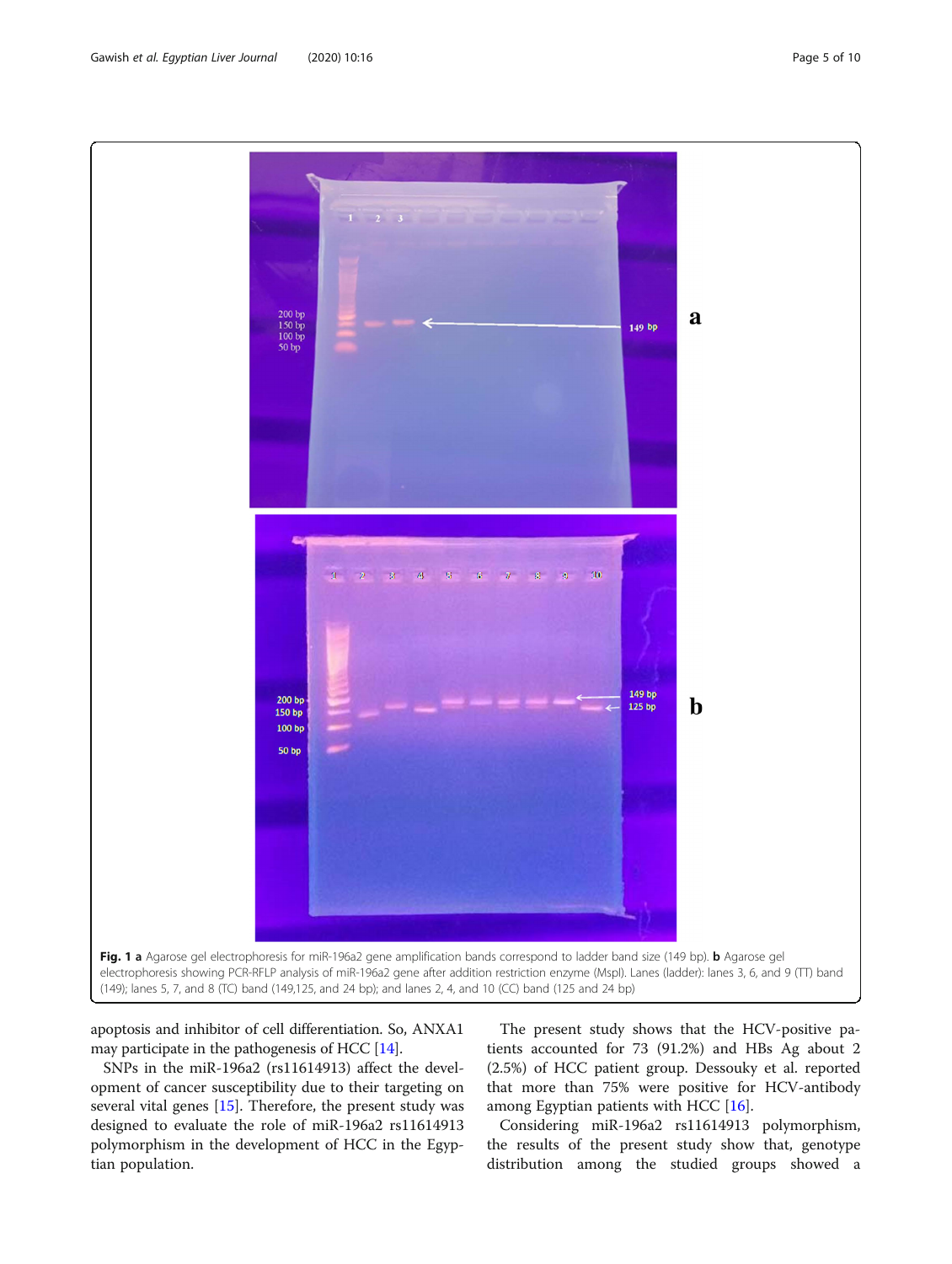**Fig. 1 a** Agarose gel electrophoresis for miR-196a2 gene amplification bands correspond to ladder band size (149 bp). **b** Agarose gel electrophoresis showing PCR-RFLP analysis of miR-196a2 gene after addition restriction enzyme (MspI). Lanes (ladder): lanes 3, 6, and 9 (TT) band (149); lanes 5, 7, and 8 (TC) band (149,125, and 24 bp); and lanes 2, 4, and 10 (CC) band (125 and 24 bp)

apoptosis and inhibitor of cell differentiation. So, ANXA1 may participate in the pathogenesis of HCC [14].

SNPs in the miR-196a2 (rs11614913) affect the development of cancer susceptibility due to their targeting on several vital genes [15]. Therefore, the present study was designed to evaluate the role of miR-196a2 rs11614913 polymorphism in the development of HCC in the Egyptian population.

The present study shows that the HCV-positive patients accounted for 73 (91.2%) and HBs Ag about 2 (2.5%) of HCC patient group. Dessouky et al. reported that more than 75% were positive for HCV-antibody among Egyptian patients with HCC [16].

Considering miR-196a2 rs11614913 polymorphism, the results of the present study show that, genotype distribution among the studied groups showed a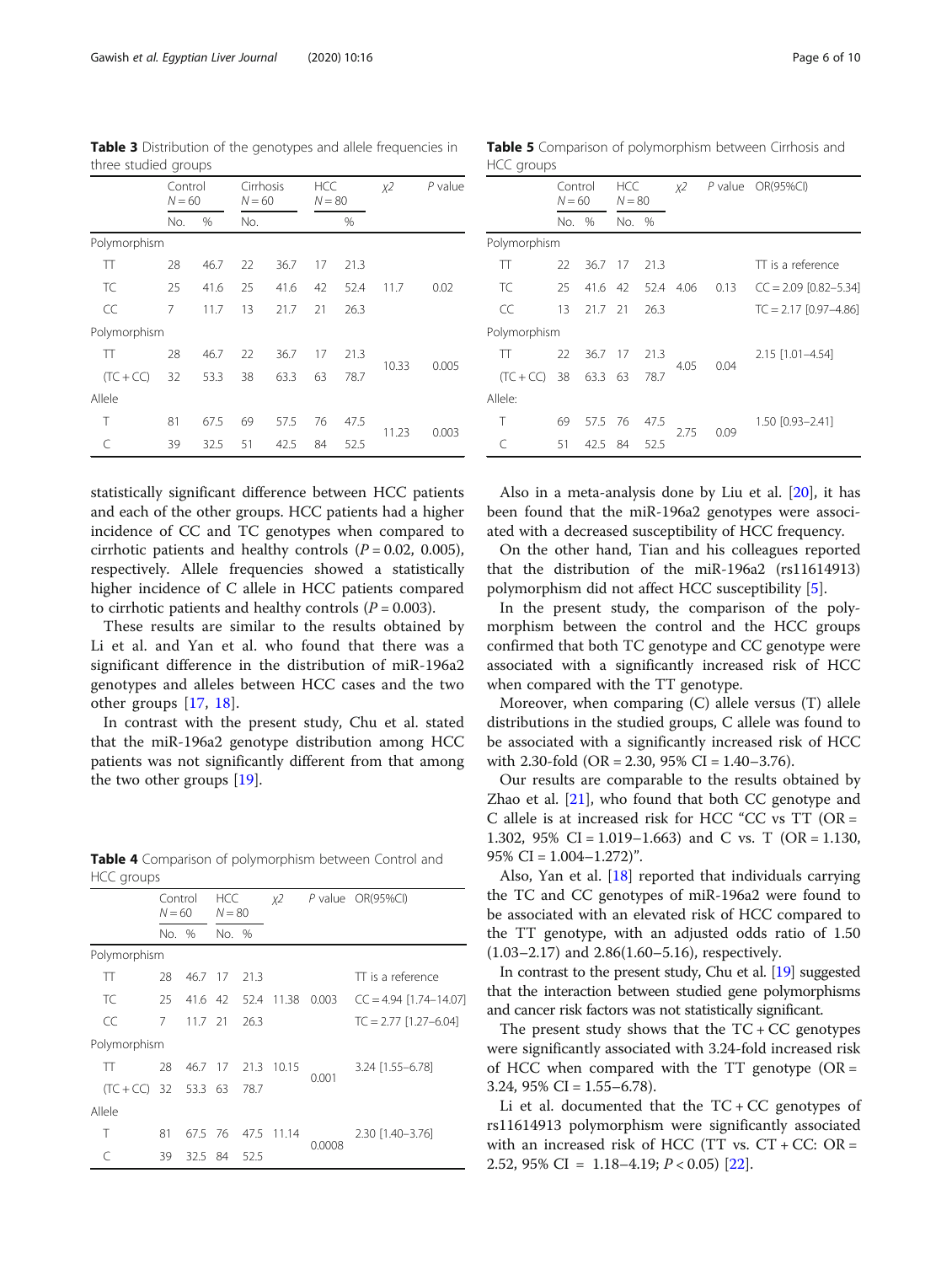**Table 3** Distribution of the genotypes and allele frequencies in three studied groups

| | Control N = 60 | | Cirrhosis N = 60 | | HCC N = 80 | | χ2 | P value |
|---|---|---|---|---|---|---|---|---|
| | No. | % | No. | | | % | | |
| Polymorphism | | | | | | | | |
| TT | 28 | 46.7 | 22 | 36.7 | 17 | 21.3 | | |
| TC | 25 | 41.6 | 25 | 41.6 | 42 | 52.4 | 11.7 | 0.02 |
| CC | 7 | 11.7 | 13 | 21.7 | 21 | 26.3 | | |
| Polymorphism | | | | | | | | |
| TT | 28 | 46.7 | 22 | 36.7 | 17 | 21.3 | 10.33 | 0.005 |
| (TC + CC) | 32 | 53.3 | 38 | 63.3 | 63 | 78.7 | | |
| Allele | | | | | | | | |
| T | 81 | 67.5 | 69 | 57.5 | 76 | 47.5 | 11.23 | 0.003 |
| C | 39 | 32.5 | 51 | 42.5 | 84 | 52.5 | | |

statistically significant difference between HCC patients and each of the other groups. HCC patients had a higher incidence of CC and TC genotypes when compared to cirrhotic patients and healthy controls ($P = 0.02$, 0.005), respectively. Allele frequencies showed a statistically higher incidence of C allele in HCC patients compared to cirrhotic patients and healthy controls ($P = 0.003$).

These results are similar to the results obtained by Li et al. and Yan et al. who found that there was a significant difference in the distribution of miR-196a2 genotypes and alleles between HCC cases and the two other groups [17, 18].

In contrast with the present study, Chu et al. stated that the miR-196a2 genotype distribution among HCC patients was not significantly different from that among the two other groups [19].

**Table 4** Comparison of polymorphism between Control and HCC groups

| | Control N = 60 | | HCC N = 80 | | χ2 | P value | OR(95%CI) |
|---|---|---|---|---|---|---|---|
| | No. | % | No. | % | | | |
| Polymorphism | | | | | | | |
| TT | 28 | 46.7 | 17 | 21.3 | | | TT is a reference |
| TC | 25 | 41.6 | 42 | 52.4 | 11.38 | 0.003 | CC = 4.94 [1.74–14.07] |
| CC | 7 | 11.7 | 21 | 26.3 | | | TC = 2.77 [1.27–6.04] |
| Polymorphism | | | | | | | |
| TT | 28 | 46.7 | 17 | 21.3 | 10.15 | 0.001 | 3.24 [1.55–6.78] |
| (TC + CC) | 32 | 53.3 | 63 | 78.7 | | | |
| Allele | | | | | | | |
| T | 81 | 67.5 | 76 | 47.5 | 11.14 | 0.0008 | 2.30 [1.40–3.76] |
| C | 39 | 32.5 | 84 | 52.5 | | | |

**Table 5** Comparison of polymorphism between Cirrhosis and HCC groups

| | Control N = 60 | | HCC N = 80 | | χ2 | P value | OR(95%CI) |
|---|---|---|---|---|---|---|---|
| | No. | % | No. | % | | | |
| Polymorphism | | | | | | | |
| TT | 22 | 36.7 | 17 | 21.3 | | | TT is a reference |
| TC | 25 | 41.6 | 42 | 52.4 | 4.06 | 0.13 | CC = 2.09 [0.82–5.34] |
| CC | 13 | 21.7 | 21 | 26.3 | | | TC = 2.17 [0.97–4.86] |
| Polymorphism | | | | | | | |
| TT | 22 | 36.7 | 17 | 21.3 | 4.05 | 0.04 | 2.15 [1.01–4.54] |
| (TC + CC) | 38 | 63.3 | 63 | 78.7 | | | |
| Allele: | | | | | | | |
| T | 69 | 57.5 | 76 | 47.5 | 2.75 | 0.09 | 1.50 [0.93–2.41] |
| C | 51 | 42.5 | 84 | 52.5 | | | |

Also in a meta-analysis done by Liu et al. [20], it has been found that the miR-196a2 genotypes were associated with a decreased susceptibility of HCC frequency.

On the other hand, Tian and his colleagues reported that the distribution of the miR-196a2 (rs11614913) polymorphism did not affect HCC susceptibility [5].

In the present study, the comparison of the polymorphism between the control and the HCC groups confirmed that both TC genotype and CC genotype were associated with a significantly increased risk of HCC when compared with the TT genotype.

Moreover, when comparing (C) allele versus (T) allele distributions in the studied groups, C allele was found to be associated with a significantly increased risk of HCC with 2.30-fold (OR = 2.30, 95% CI = 1.40–3.76).

Our results are comparable to the results obtained by Zhao et al. [21], who found that both CC genotype and C allele is at increased risk for HCC "CC vs TT (OR = 1.302, 95% CI = 1.019–1.663) and C vs. T (OR = 1.130, 95% CI = 1.004–1.272)".

Also, Yan et al. [18] reported that individuals carrying the TC and CC genotypes of miR-196a2 were found to be associated with an elevated risk of HCC compared to the TT genotype, with an adjusted odds ratio of 1.50 (1.03–2.17) and 2.86(1.60–5.16), respectively.

In contrast to the present study, Chu et al. [19] suggested that the interaction between studied gene polymorphisms and cancer risk factors was not statistically significant.

The present study shows that the TC + CC genotypes were significantly associated with 3.24-fold increased risk of HCC when compared with the TT genotype (OR = 3.24, 95% CI = 1.55–6.78).

Li et al. documented that the TC + CC genotypes of rs11614913 polymorphism were significantly associated with an increased risk of HCC (TT vs. CT + CC: OR = 2.52, 95% CI = 1.18–4.19; $P < 0.05$) [22].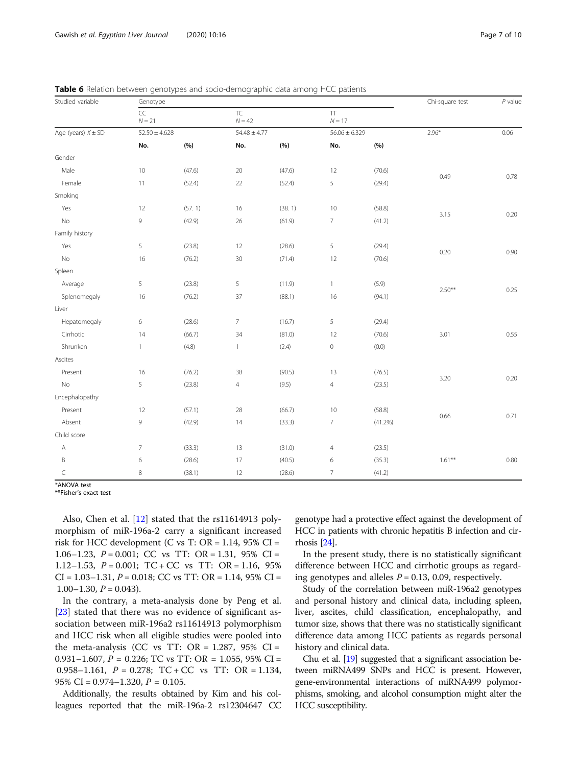**Table 6** Relation between genotypes and socio-demographic data among HCC patients

| Studied variable | Genotype | | | | | | Chi-square test | *P* value |
|---|---|---|---|---|---|---|---|---|
| | CC *N* = 21 | | TC *N* = 42 | | TT *N* = 17 | | | |
| Age (years) *X* ± SD | 52.50 ± 4.628 | | 54.48 ± 4.77 | | 56.06 ± 6.329 | | 2.96* | 0.06 |
| | No. | (%) | No. | (%) | No. | (%) | | |
| Gender | | | | | | | | |
| Male | 10 | (47.6) | 20 | (47.6) | 12 | (70.6) | 0.49 | 0.78 |
| Female | 11 | (52.4) | 22 | (52.4) | 5 | (29.4) | | |
| Smoking | | | | | | | | |
| Yes | 12 | (57. 1) | 16 | (38. 1) | 10 | (58.8) | 3.15 | 0.20 |
| No | 9 | (42.9) | 26 | (61.9) | 7 | (41.2) | | |
| Family history | | | | | | | | |
| Yes | 5 | (23.8) | 12 | (28.6) | 5 | (29.4) | 0.20 | 0.90 |
| No | 16 | (76.2) | 30 | (71.4) | 12 | (70.6) | | |
| Spleen | | | | | | | | |
| Average | 5 | (23.8) | 5 | (11.9) | 1 | (5.9) | 2.50** | 0.25 |
| Splenomegaly | 16 | (76.2) | 37 | (88.1) | 16 | (94.1) | | |
| Liver | | | | | | | | |
| Hepatomegaly | 6 | (28.6) | 7 | (16.7) | 5 | (29.4) | 3.01 | 0.55 |
| Cirrhotic | 14 | (66.7) | 34 | (81.0) | 12 | (70.6) | | |
| Shrunken | 1 | (4.8) | 1 | (2.4) | 0 | (0.0) | | |
| Ascites | | | | | | | | |
| Present | 16 | (76.2) | 38 | (90.5) | 13 | (76.5) | 3.20 | 0.20 |
| No | 5 | (23.8) | 4 | (9.5) | 4 | (23.5) | | |
| Encephalopathy | | | | | | | | |
| Present | 12 | (57.1) | 28 | (66.7) | 10 | (58.8) | 0.66 | 0.71 |
| Absent | 9 | (42.9) | 14 | (33.3) | 7 | (41.2%) | | |
| Child score | | | | | | | | |
| A | 7 | (33.3) | 13 | (31.0) | 4 | (23.5) | 1.61** | 0.80 |
| B | 6 | (28.6) | 17 | (40.5) | 6 | (35.3) | | |
| C | 8 | (38.1) | 12 | (28.6) | 7 | (41.2) | | |

*ANOVA test
**Fisher's exact test

Also, Chen et al. [12] stated that the rs11614913 polymorphism of miR-196a-2 carry a significant increased risk for HCC development (C vs T: OR = 1.14, 95% CI = 1.06–1.23, $P = 0.001$; CC vs TT: OR = 1.31, 95% CI = 1.12–1.53, $P = 0.001$; TC + CC vs TT: OR = 1.16, 95% CI = 1.03–1.31, $P = 0.018$; CC vs TT: OR = 1.14, 95% CI = 1.00–1.30, $P = 0.043$).

In the contrary, a meta-analysis done by Peng et al. [23] stated that there was no evidence of significant association between miR-196a2 rs11614913 polymorphism and HCC risk when all eligible studies were pooled into the meta-analysis (CC vs TT: OR = 1.287, 95% CI = 0.931–1.607, $P = 0.226$; TC vs TT: OR = 1.055, 95% CI = 0.958–1.161, $P = 0.278$; TC + CC vs TT: OR = 1.134, 95% CI = 0.974–1.320, $P = 0.105$.

Additionally, the results obtained by Kim and his colleagues reported that the miR-196a-2 rs12304647 CC genotype had a protective effect against the development of HCC in patients with chronic hepatitis B infection and cirrhosis [24].

In the present study, there is no statistically significant difference between HCC and cirrhotic groups as regarding genotypes and alleles $P = 0.13$, 0.09, respectively.

Study of the correlation between miR-196a2 genotypes and personal history and clinical data, including spleen, liver, ascites, child classification, encephalopathy, and tumor size, shows that there was no statistically significant difference data among HCC patients as regards personal history and clinical data.

Chu et al. [19] suggested that a significant association between miRNA499 SNPs and HCC is present. However, gene-environmental interactions of miRNA499 polymorphisms, smoking, and alcohol consumption might alter the HCC susceptibility.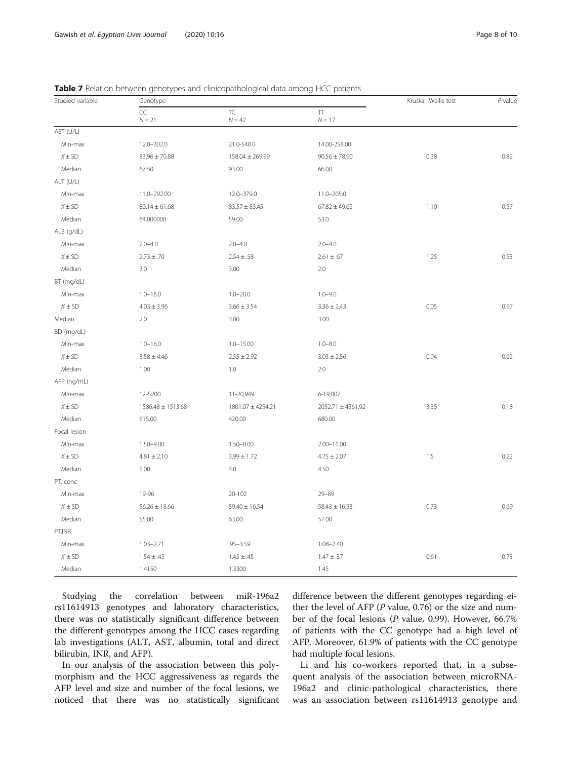**Table 7** Relation between genotypes and clinicopathological data among HCC patients

| Studied variable | Genotype | | | Kruskal–Wallis test | *P* value |
|---|---|---|---|---|---|
| | CC<br>N = 21 | TC<br>N = 42 | TT<br>N = 17 | | |
| AST (U/L) | | | | | |
| Min-max | 12.0–302.0 | 21.0-540.0 | 14.00-258.00 | | |
| X ± SD | 83.96 ± 70.88 | 158.04 ± 269.99 | 90.56 ± 78.90 | 0.38 | 0.82 |
| Median | 67.50 | 93.00 | 66.00 | | |
| ALT (U/L) | | | | | |
| Min-max | 11.0–292.00 | 12.0–379.0 | 11.0–205.0 | | |
| X ± SD | 80.14 ± 61.68 | 83.57 ± 83.45 | 67.82 ± 49.62 | 1.10 | 0.57 |
| Median | 64.000000 | 59.00 | 53.0 | | |
| ALB (g/dL) | | | | | |
| Min-max | 2.0–4.0 | 2.0–4.0 | 2.0–4.0 | | |
| X ± SD | 2.73 ± .70 | 2.54 ± .58 | 2.61 ± .67 | 1.25 | 0.53 |
| Median | 3.0 | 3.00 | 2.0 | | |
| BT (mg/dL) | | | | | |
| Min-max | 1.0–16.0 | 1.0–20.0 | 1.0–9.0 | | |
| X ± SD | 4.03 ± 3.96 | 3.66 ± 3.54 | 3.36 ± 2.43 | 0.05 | 0.97 |
| Median | 2.0 | 3.00 | 3.00 | | |
| BD (mg/dL) | | | | | |
| Min-max | 1.0–16.0 | 1.0–15.00 | 1.0–8.0 | | |
| X ± SD | 3.58 ± 4.46 | 2.55 ± 2.92 | 3.03 ± 2.56 | 0.94 | 0.62 |
| Median | 1.00 | 1.0 | 2.0 | | |
| AFP (ng/mL) | | | | | |
| Min-max | 12-5200 | 11-20,949 | 6-19,007 | | |
| X ± SD | 1586.48 ± 1513.68 | 1801.07 ± 4254.21 | 2052.71 ± 4561.92 | 3.35 | 0.18 |
| Median | 615.00 | 420.00 | 680.00 | | |
| Focal lesion | | | | | |
| Min-max | 1.50–9.00 | 1.50–8.00 | 2.00–11.00 | | |
| X ± SD | 4.81 ± 2.10 | 3.99 ± 1.72 | 4.75 ± 2.07 | 1.5 | 0.22 |
| Median | 5.00 | 4.0 | 4.50 | | |
| PT. conc | | | | | |
| Min-max | 19-96 | 20-102 | 29–89 | | |
| X ± SD | 56.26 ± 18.66 | 59.40 ± 16.54 | 58.43 ± 16.53 | 0.73 | 0.69 |
| Median | 55.00 | 63.00 | 57.00 | | |
| PT.INR | | | | | |
| Min-max | 1.03–2.71 | .95–3.59 | 1.08–2.40 | | |
| X ± SD | 1.54 ± .45 | 1.45 ± .45 | 1.47 ± .37 | 0.61 | 0.73 |
| Median | 1.4150 | 1.3300 | 1.45 | | |

Studying the correlation between miR-196a2 rs11614913 genotypes and laboratory characteristics, there was no statistically significant difference between the different genotypes among the HCC cases regarding lab investigations (ALT, AST, albumin, total and direct bilirubin, INR, and AFP).

In our analysis of the association between this polymorphism and the HCC aggressiveness as regards the AFP level and size and number of the focal lesions, we noticed that there was no statistically significant difference between the different genotypes regarding either the level of AFP (*P* value, 0.76) or the size and number of the focal lesions (*P* value, 0.99). However, 66.7% of patients with the CC genotype had a high level of AFP. Moreover, 61.9% of patients with the CC genotype had multiple focal lesions.

Li and his co-workers reported that, in a subsequent analysis of the association between microRNA-196a2 and clinic-pathological characteristics, there was an association between rs11614913 genotype and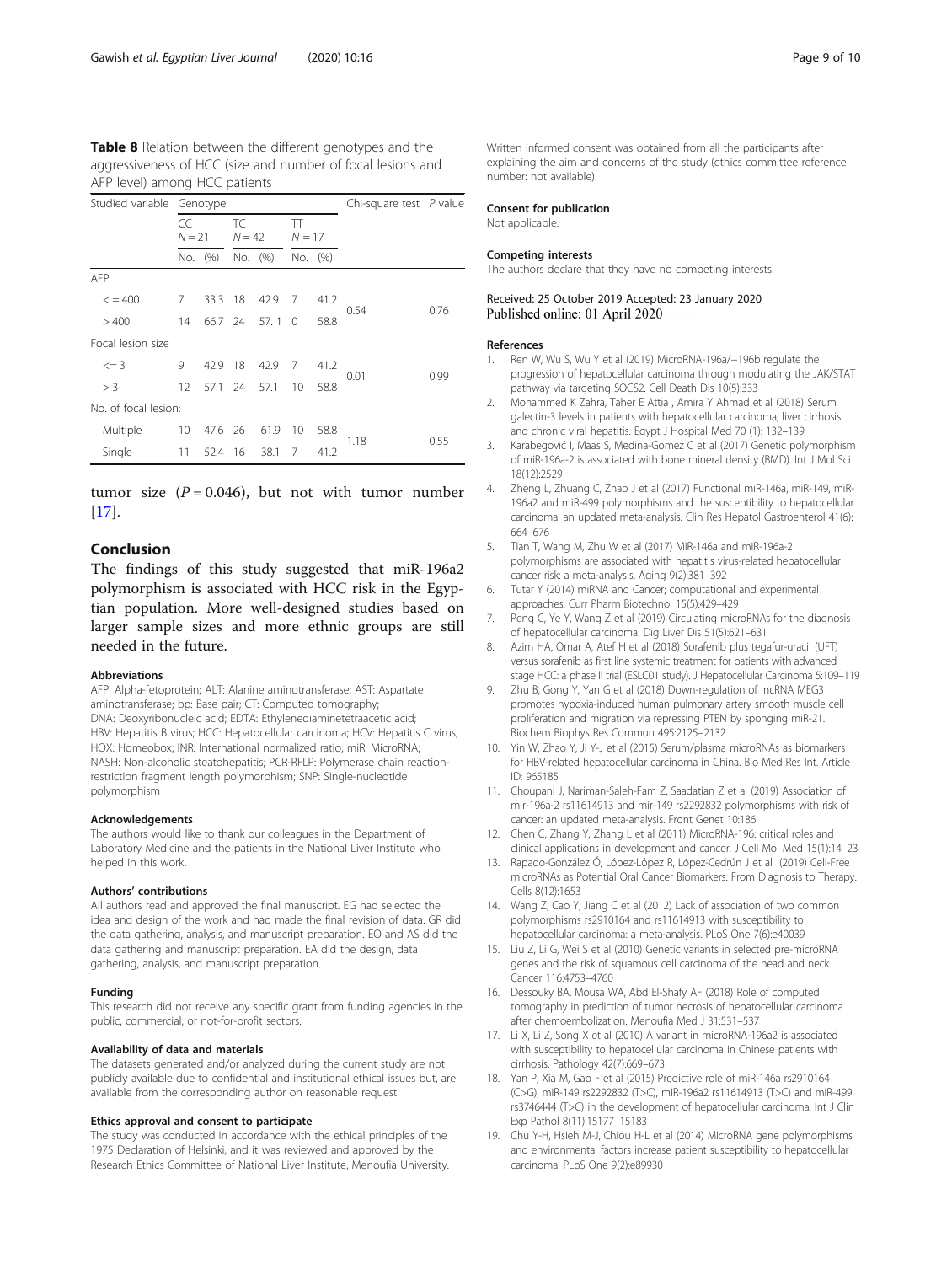**Table 8** Relation between the different genotypes and the aggressiveness of HCC (size and number of focal lesions and AFP level) among HCC patients

| Studied variable | Genotype | | | | | | Chi-square test | P value |
|---|---|---|---|---|---|---|---|---|
| | CC N = 21 | | TC N = 42 | | TT N = 17 | | | |
| | No. | (%) | No. | (%) | No. | (%) | | |
| AFP | | | | | | | | |
| < = 400 | 7 | 33.3 | 18 | 42.9 | 7 | 41.2 | 0.54 | 0.76 |
| > 400 | 14 | 66.7 | 24 | 57. 1 | 0 | 58.8 | | |
| Focal lesion size | | | | | | | | |
| <= 3 | 9 | 42.9 | 18 | 42.9 | 7 | 41.2 | 0.01 | 0.99 |
| > 3 | 12 | 57.1 | 24 | 57.1 | 10 | 58.8 | | |
| No. of focal lesion: | | | | | | | | |
| Multiple | 10 | 47.6 | 26 | 61.9 | 10 | 58.8 | 1.18 | 0.55 |
| Single | 11 | 52.4 | 16 | 38.1 | 7 | 41.2 | | |

tumor size ($P = 0.046$), but not with tumor number [17].

## Conclusion

The findings of this study suggested that miR-196a2 polymorphism is associated with HCC risk in the Egyptian population. More well-designed studies based on larger sample sizes and more ethnic groups are still needed in the future.

#### Abbreviations

AFP: Alpha-fetoprotein; ALT: Alanine aminotransferase; AST: Aspartate aminotransferase; bp: Base pair; CT: Computed tomography; DNA: Deoxyribonucleic acid; EDTA: Ethylenediaminetetraacetic acid; HBV: Hepatitis B virus; HCC: Hepatocellular carcinoma; HCV: Hepatitis C virus; HOX: Homeobox; INR: International normalized ratio; miR: MicroRNA; NASH: Non-alcoholic steatohepatitis; PCR-RFLP: Polymerase chain reaction-restriction fragment length polymorphism; SNP: Single-nucleotide polymorphism

#### Acknowledgements

The authors would like to thank our colleagues in the Department of Laboratory Medicine and the patients in the National Liver Institute who helped in this work.

#### Authors' contributions

All authors read and approved the final manuscript. EG had selected the idea and design of the work and had made the final revision of data. GR did the data gathering, analysis, and manuscript preparation. EO and AS did the data gathering and manuscript preparation. EA did the design, data gathering, analysis, and manuscript preparation.

#### Funding

This research did not receive any specific grant from funding agencies in the public, commercial, or not-for-profit sectors.

#### Availability of data and materials

The datasets generated and/or analyzed during the current study are not publicly available due to confidential and institutional ethical issues but, are available from the corresponding author on reasonable request.

#### Ethics approval and consent to participate

The study was conducted in accordance with the ethical principles of the 1975 Declaration of Helsinki, and it was reviewed and approved by the Research Ethics Committee of National Liver Institute, Menoufia University. Written informed consent was obtained from all the participants after explaining the aim and concerns of the study (ethics committee reference number: not available).

#### Consent for publication

Not applicable.

#### Competing interests

The authors declare that they have no competing interests.

Received: 25 October 2019 Accepted: 23 January 2020
Published online: 01 April 2020

#### References

1. Ren W, Wu S, Wu Y et al (2019) MicroRNA-196a/−196b regulate the progression of hepatocellular carcinoma through modulating the JAK/STAT pathway via targeting SOCS2. Cell Death Dis 10(5):333
2. Mohammed K Zahra, Taher E Attia , Amira Y Ahmad et al (2018) Serum galectin-3 levels in patients with hepatocellular carcinoma, liver cirrhosis and chronic viral hepatitis. Egypt J Hospital Med 70 (1): 132–139
3. Karabegović I, Maas S, Medina-Gomez C et al (2017) Genetic polymorphism of miR-196a-2 is associated with bone mineral density (BMD). Int J Mol Sci 18(12):2529
4. Zheng L, Zhuang C, Zhao J et al (2017) Functional miR-146a, miR-149, miR-196a2 and miR-499 polymorphisms and the susceptibility to hepatocellular carcinoma: an updated meta-analysis. Clin Res Hepatol Gastroenterol 41(6): 664–676
5. Tian T, Wang M, Zhu W et al (2017) MiR-146a and miR-196a-2 polymorphisms are associated with hepatitis virus-related hepatocellular cancer risk: a meta-analysis. Aging 9(2):381–392
6. Tutar Y (2014) miRNA and Cancer; computational and experimental approaches. Curr Pharm Biotechnol 15(5):429–429
7. Peng C, Ye Y, Wang Z et al (2019) Circulating microRNAs for the diagnosis of hepatocellular carcinoma. Dig Liver Dis 51(5):621–631
8. Azim HA, Omar A, Atef H et al (2018) Sorafenib plus tegafur-uracil (UFT) versus sorafenib as first line systemic treatment for patients with advanced stage HCC: a phase II trial (ESLC01 study). J Hepatocellular Carcinoma 5:109–119
9. Zhu B, Gong Y, Yan G et al (2018) Down-regulation of lncRNA MEG3 promotes hypoxia-induced human pulmonary artery smooth muscle cell proliferation and migration via repressing PTEN by sponging miR-21. Biochem Biophys Res Commun 495:2125–2132
10. Yin W, Zhao Y, Ji Y-J et al (2015) Serum/plasma microRNAs as biomarkers for HBV-related hepatocellular carcinoma in China. Bio Med Res Int. Article ID: 965185
11. Choupani J, Nariman-Saleh-Fam Z, Saadatian Z et al (2019) Association of mir-196a-2 rs11614913 and mir-149 rs2292832 polymorphisms with risk of cancer: an updated meta-analysis. Front Genet 10:186
12. Chen C, Zhang Y, Zhang L et al (2011) MicroRNA-196: critical roles and clinical applications in development and cancer. J Cell Mol Med 15(1):14–23
13. Rapado-González Ó, López-López R, López-Cedrún J et al (2019) Cell-Free microRNAs as Potential Oral Cancer Biomarkers: From Diagnosis to Therapy. Cells 8(12):1653
14. Wang Z, Cao Y, Jiang C et al (2012) Lack of association of two common polymorphisms rs2910164 and rs11614913 with susceptibility to hepatocellular carcinoma: a meta-analysis. PLoS One 7(6):e40039
15. Liu Z, Li G, Wei S et al (2010) Genetic variants in selected pre-microRNA genes and the risk of squamous cell carcinoma of the head and neck. Cancer 116:4753–4760
16. Dessouky BA, Mousa WA, Abd El-Shafy AF (2018) Role of computed tomography in prediction of tumor necrosis of hepatocellular carcinoma after chemoembolization. Menoufia Med J 31:531–537
17. Li X, Li Z, Song X et al (2010) A variant in microRNA-196a2 is associated with susceptibility to hepatocellular carcinoma in Chinese patients with cirrhosis. Pathology 42(7):669–673
18. Yan P, Xia M, Gao F et al (2015) Predictive role of miR-146a rs2910164 (C>G), miR-149 rs2292832 (T>C), miR-196a2 rs11614913 (T>C) and miR-499 rs3746444 (T>C) in the development of hepatocellular carcinoma. Int J Clin Exp Pathol 8(11):15177–15183
19. Chu Y-H, Hsieh M-J, Chiou H-L et al (2014) MicroRNA gene polymorphisms and environmental factors increase patient susceptibility to hepatocellular carcinoma. PLoS One 9(2):e89930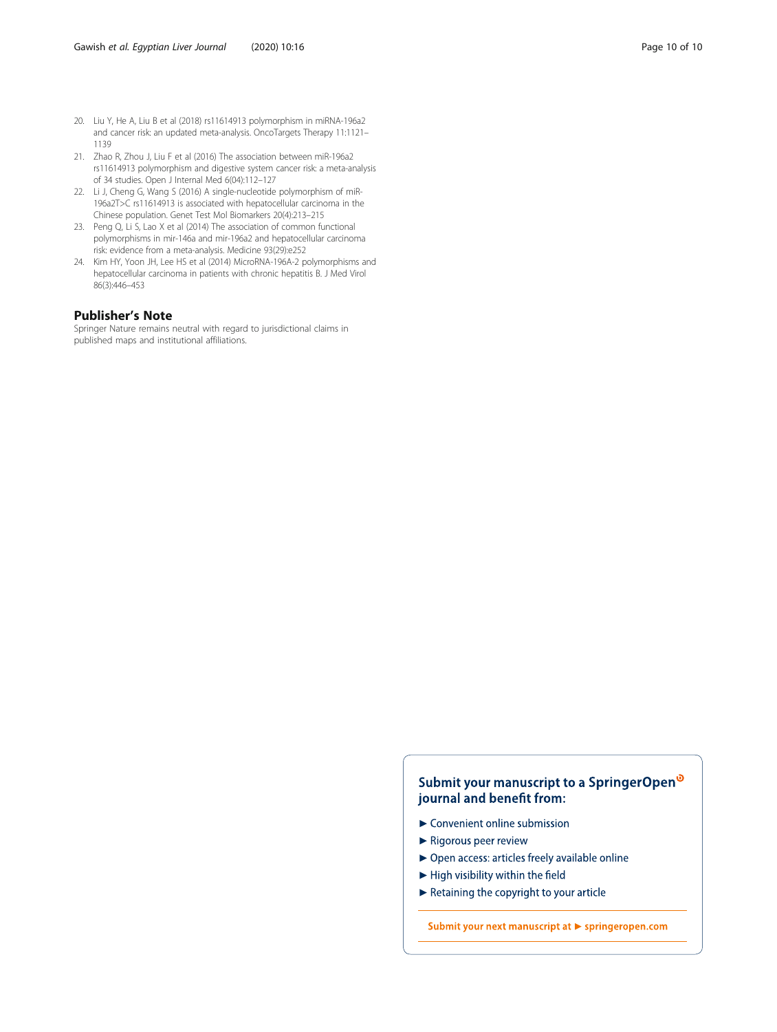20. Liu Y, He A, Liu B et al (2018) rs11614913 polymorphism in miRNA-196a2 and cancer risk: an updated meta-analysis. OncoTargets Therapy 11:1121–1139
21. Zhao R, Zhou J, Liu F et al (2016) The association between miR-196a2 rs11614913 polymorphism and digestive system cancer risk: a meta-analysis of 34 studies. Open J Internal Med 6(04):112–127
22. Li J, Cheng G, Wang S (2016) A single-nucleotide polymorphism of miR-196a2T>C rs11614913 is associated with hepatocellular carcinoma in the Chinese population. Genet Test Mol Biomarkers 20(4):213–215
23. Peng Q, Li S, Lao X et al (2014) The association of common functional polymorphisms in mir-146a and mir-196a2 and hepatocellular carcinoma risk: evidence from a meta-analysis. Medicine 93(29):e252
24. Kim HY, Yoon JH, Lee HS et al (2014) MicroRNA-196A-2 polymorphisms and hepatocellular carcinoma in patients with chronic hepatitis B. J Med Virol 86(3):446–453

## Publisher's Note

Springer Nature remains neutral with regard to jurisdictional claims in published maps and institutional affiliations.

**Submit your manuscript to a SpringerOpen journal and benefit from:**

- ► Convenient online submission
- ► Rigorous peer review
- ► Open access: articles freely available online
- ► High visibility within the field
- ► Retaining the copyright to your article

**Submit your next manuscript at ► springeropen.com**